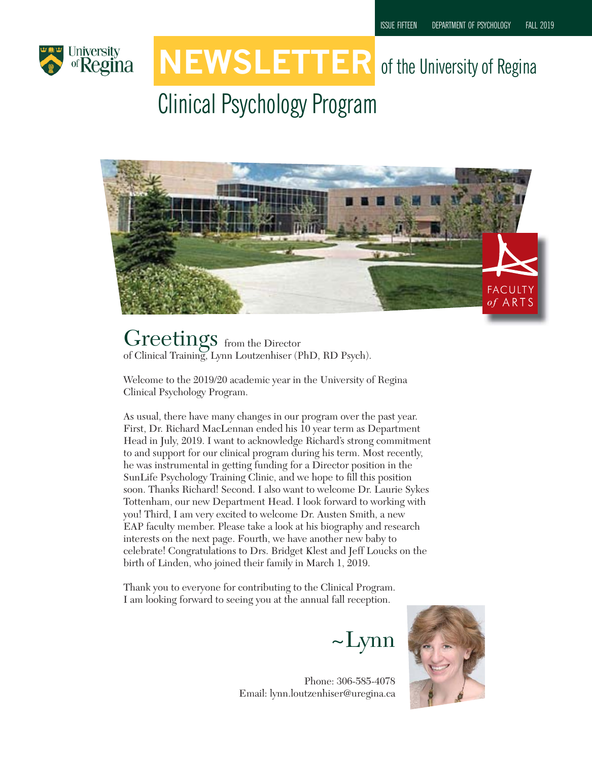ISSUE FIFTEEN DEPARTMENT OF PSYCHOLOGY FALL 2019

# NEWSLETTER of the University of Regina

# Clinical Psychology Program

FACULTY *of* ARTS

## Greetings from the Director of Clinical Training, Lynn Loutzenhiser (PhD, RD Psych).

Welcome to the 2019/20 academic year in the University of Regina Clinical Psychology Program.

As usual, there have many changes in our program over the past year. First, Dr. Richard MacLennan ended his 10 year term as Department Head in July, 2019. I want to acknowledge Richard's strong commitment to and support for our clinical program during his term. Most recently, he was instrumental in getting funding for a Director position in the SunLife Psychology Training Clinic, and we hope to fill this position soon. Thanks Richard! Second. I also want to welcome Dr. Laurie Sykes Tottenham, our new Department Head. I look forward to working with you! Third, I am very excited to welcome Dr. Austen Smith, a new EAP faculty member. Please take a look at his biography and research interests on the next page. Fourth, we have another new baby to celebrate! Congratulations to Drs. Bridget Klest and Jeff Loucks on the birth of Linden, who joined their family in March 1, 2019.

Thank you to everyone for contributing to the Clinical Program. I am looking forward to seeing you at the annual fall reception.

~Lynn

Phone: 306-585-4078
Email: lynn.loutzenhiser@uregina.ca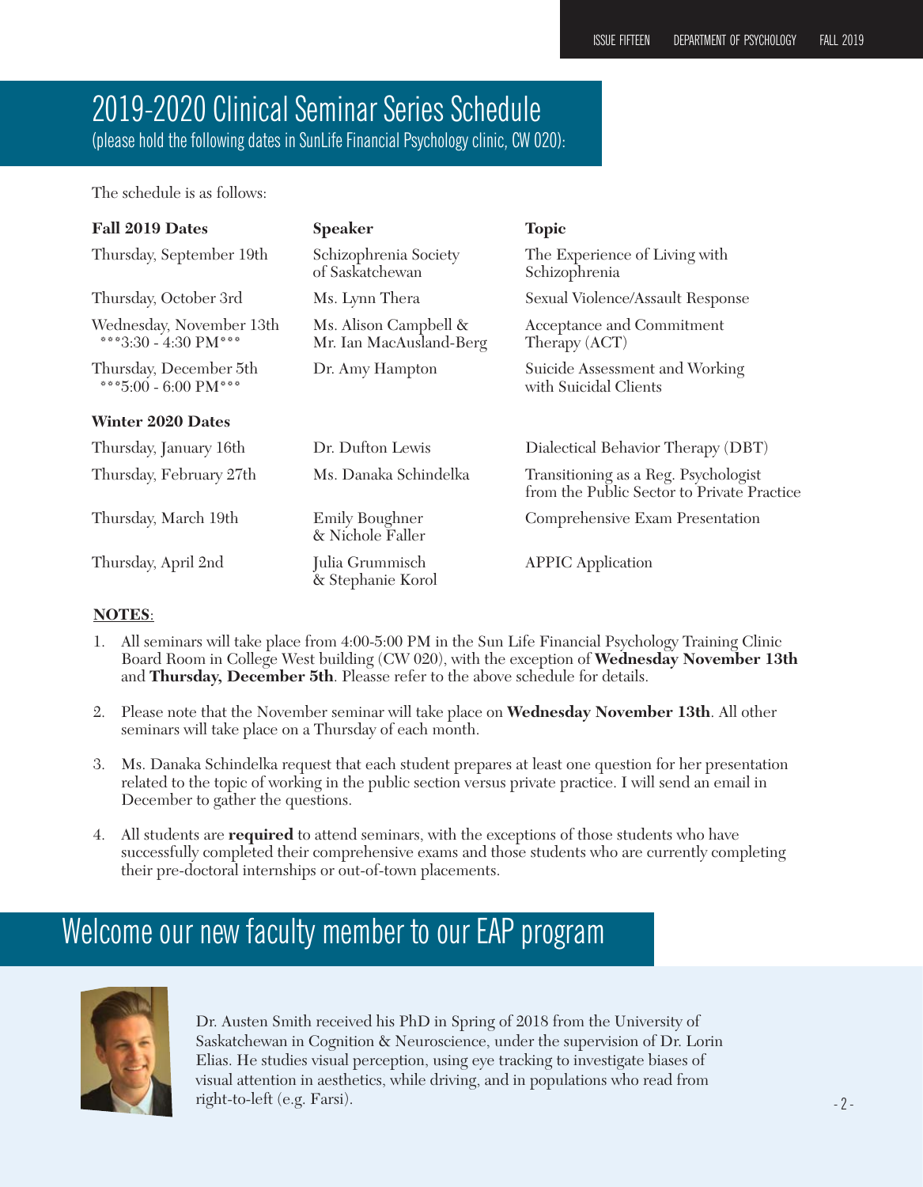## 2019-2020 Clinical Seminar Series Schedule

(please hold the following dates in SunLife Financial Psychology clinic, CW 020):

The schedule is as follows:

| Fall 2019 Dates | Speaker | Topic |
|---|---|---|
| Thursday, September 19th | Schizophrenia Society of Saskatchewan | The Experience of Living with Schizophrenia |
| Thursday, October 3rd | Ms. Lynn Thera | Sexual Violence/Assault Response |
| Wednesday, November 13th ***3:30 - 4:30 PM*** | Ms. Alison Campbell & Mr. Ian MacAusland-Berg | Acceptance and Commitment Therapy (ACT) |
| Thursday, December 5th ***5:00 - 6:00 PM*** | Dr. Amy Hampton | Suicide Assessment and Working with Suicidal Clients |
| **Winter 2020 Dates** | | |
| Thursday, January 16th | Dr. Dufton Lewis | Dialectical Behavior Therapy (DBT) |
| Thursday, February 27th | Ms. Danaka Schindelka | Transitioning as a Reg. Psychologist from the Public Sector to Private Practice |
| Thursday, March 19th | Emily Boughner & Nichole Faller | Comprehensive Exam Presentation |
| Thursday, April 2nd | Julia Grummisch & Stephanie Korol | APPIC Application |

**NOTES**:

1. All seminars will take place from 4:00-5:00 PM in the Sun Life Financial Psychology Training Clinic Board Room in College West building (CW 020), with the exception of **Wednesday November 13th** and **Thursday, December 5th**. Pleasse refer to the above schedule for details.
2. Please note that the November seminar will take place on **Wednesday November 13th**. All other seminars will take place on a Thursday of each month.
3. Ms. Danaka Schindelka request that each student prepares at least one question for her presentation related to the topic of working in the public section versus private practice. I will send an email in December to gather the questions.
4. All students are **required** to attend seminars, with the exceptions of those students who have successfully completed their comprehensive exams and those students who are currently completing their pre-doctoral internships or out-of-town placements.

## Welcome our new faculty member to our EAP program

Dr. Austen Smith received his PhD in Spring of 2018 from the University of Saskatchewan in Cognition & Neuroscience, under the supervision of Dr. Lorin Elias. He studies visual perception, using eye tracking to investigate biases of visual attention in aesthetics, while driving, and in populations who read from right-to-left (e.g. Farsi).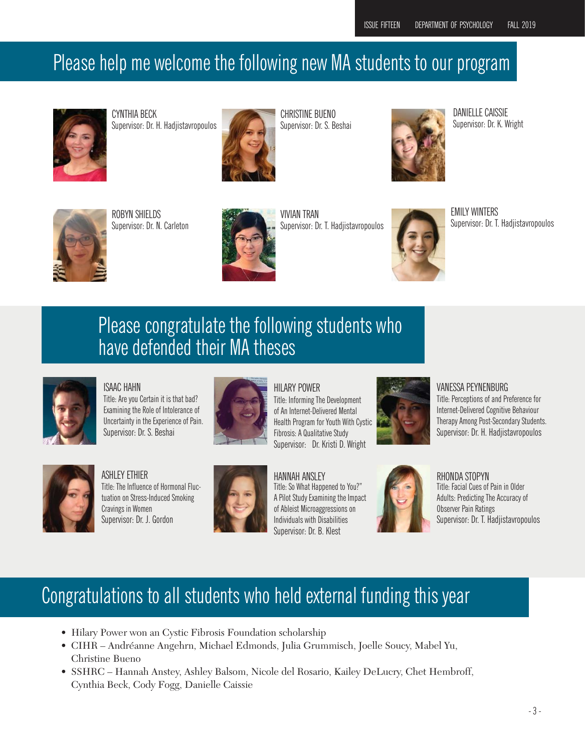## Please help me welcome the following new MA students to our program

CYNTHIA BECK
Supervisor: Dr. H. Hadjistavropoulos

CHRISTINE BUENO
Supervisor: Dr. S. Beshai

DANIELLE CAISSIE
Supervisor: Dr. K. Wright

ROBYN SHIELDS
Supervisor: Dr. N. Carleton

VIVIAN TRAN
Supervisor: Dr. T. Hadjistavropoulos

EMILY WINTERS
Supervisor: Dr. T. Hadjistavropoulos

## Please congratulate the following students who have defended their MA theses

ISAAC HAHN
Title: Are you Certain it is that bad? Examining the Role of Intolerance of Uncertainty in the Experience of Pain.
Supervisor: Dr. S. Beshai

HILARY POWER
Title: Informing The Development of An Internet-Delivered Mental Health Program for Youth With Cystic Fibrosis: A Qualitative Study
Supervisor: Dr. Kristi D. Wright

VANESSA PEYNENBURG
Title: Perceptions of and Preference for Internet-Delivered Cognitive Behaviour Therapy Among Post-Secondary Students.
Supervisor: Dr. H. Hadjistavropoulos

ASHLEY ETHIER
Title: The Influence of Hormonal Fluctuation on Stress-Induced Smoking Cravings in Women
Supervisor: Dr. J. Gordon

HANNAH ANSLEY
Title: So What Happened to You?" A Pilot Study Examining the Impact of Ableist Microaggressions on Individuals with Disabilities
Supervisor: Dr. B. Klest

RHONDA STOPYN
Title: Facial Cues of Pain in Older Adults: Predicting The Accuracy of Observer Pain Ratings
Supervisor: Dr. T. Hadjistavropoulos

## Congratulations to all students who held external funding this year

- Hilary Power won an Cystic Fibrosis Foundation scholarship
- CIHR – Andréanne Angehrn, Michael Edmonds, Julia Grummisch, Joelle Soucy, Mabel Yu, Christine Bueno
- SSHRC – Hannah Anstey, Ashley Balsom, Nicole del Rosario, Kailey DeLucry, Chet Hembroff, Cynthia Beck, Cody Fogg, Danielle Caissie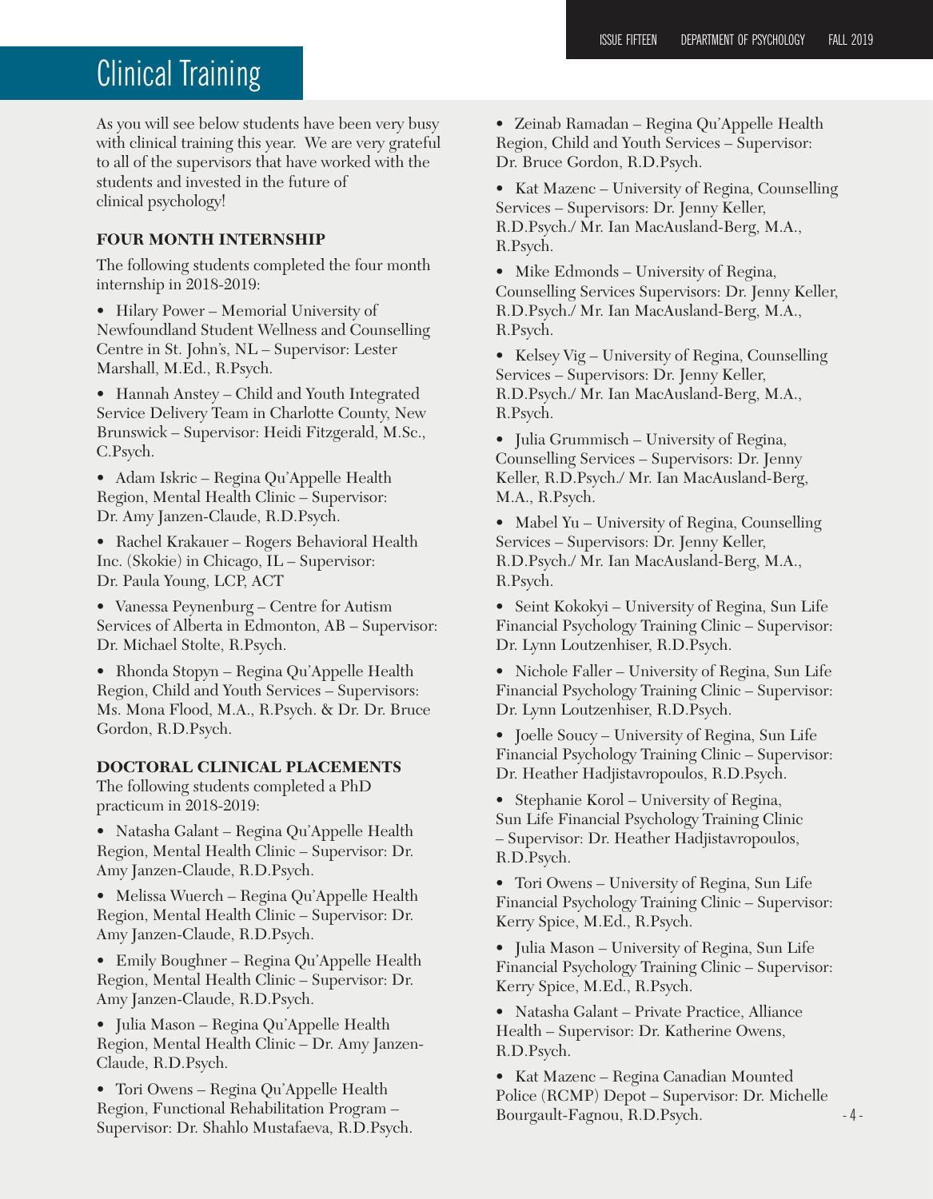# Clinical Training

As you will see below students have been very busy with clinical training this year. We are very grateful to all of the supervisors that have worked with the students and invested in the future of clinical psychology!

**FOUR MONTH INTERNSHIP**

The following students completed the four month internship in 2018-2019:

- Hilary Power – Memorial University of Newfoundland Student Wellness and Counselling Centre in St. John's, NL – Supervisor: Lester Marshall, M.Ed., R.Psych.
- Hannah Anstey – Child and Youth Integrated Service Delivery Team in Charlotte County, New Brunswick – Supervisor: Heidi Fitzgerald, M.Sc., C.Psych.
- Adam Iskric – Regina Qu'Appelle Health Region, Mental Health Clinic – Supervisor: Dr. Amy Janzen-Claude, R.D.Psych.
- Rachel Krakauer – Rogers Behavioral Health Inc. (Skokie) in Chicago, IL – Supervisor: Dr. Paula Young, LCP, ACT
- Vanessa Peynenburg – Centre for Autism Services of Alberta in Edmonton, AB – Supervisor: Dr. Michael Stolte, R.Psych.
- Rhonda Stopyn – Regina Qu'Appelle Health Region, Child and Youth Services – Supervisors: Ms. Mona Flood, M.A., R.Psych. & Dr. Dr. Bruce Gordon, R.D.Psych.

**DOCTORAL CLINICAL PLACEMENTS**

The following students completed a PhD practicum in 2018-2019:

- Natasha Galant – Regina Qu'Appelle Health Region, Mental Health Clinic – Supervisor: Dr. Amy Janzen-Claude, R.D.Psych.
- Melissa Wuerch – Regina Qu'Appelle Health Region, Mental Health Clinic – Supervisor: Dr. Amy Janzen-Claude, R.D.Psych.
- Emily Boughner – Regina Qu'Appelle Health Region, Mental Health Clinic – Supervisor: Dr. Amy Janzen-Claude, R.D.Psych.
- Julia Mason – Regina Qu'Appelle Health Region, Mental Health Clinic – Dr. Amy Janzen-Claude, R.D.Psych.
- Tori Owens – Regina Qu'Appelle Health Region, Functional Rehabilitation Program – Supervisor: Dr. Shahlo Mustafaeva, R.D.Psych.
- Zeinab Ramadan – Regina Qu'Appelle Health Region, Child and Youth Services – Supervisor: Dr. Bruce Gordon, R.D.Psych.
- Kat Mazenc – University of Regina, Counselling Services – Supervisors: Dr. Jenny Keller, R.D.Psych./ Mr. Ian MacAusland-Berg, M.A., R.Psych.
- Mike Edmonds – University of Regina, Counselling Services Supervisors: Dr. Jenny Keller, R.D.Psych./ Mr. Ian MacAusland-Berg, M.A., R.Psych.
- Kelsey Vig – University of Regina, Counselling Services – Supervisors: Dr. Jenny Keller, R.D.Psych./ Mr. Ian MacAusland-Berg, M.A., R.Psych.
- Julia Grummisch – University of Regina, Counselling Services – Supervisors: Dr. Jenny Keller, R.D.Psych./ Mr. Ian MacAusland-Berg, M.A., R.Psych.
- Mabel Yu – University of Regina, Counselling Services – Supervisors: Dr. Jenny Keller, R.D.Psych./ Mr. Ian MacAusland-Berg, M.A., R.Psych.
- Seint Kokokyi – University of Regina, Sun Life Financial Psychology Training Clinic – Supervisor: Dr. Lynn Loutzenhiser, R.D.Psych.
- Nichole Faller – University of Regina, Sun Life Financial Psychology Training Clinic – Supervisor: Dr. Lynn Loutzenhiser, R.D.Psych.
- Joelle Soucy – University of Regina, Sun Life Financial Psychology Training Clinic – Supervisor: Dr. Heather Hadjistavropoulos, R.D.Psych.
- Stephanie Korol – University of Regina, Sun Life Financial Psychology Training Clinic – Supervisor: Dr. Heather Hadjistavropoulos, R.D.Psych.
- Tori Owens – University of Regina, Sun Life Financial Psychology Training Clinic – Supervisor: Kerry Spice, M.Ed., R.Psych.
- Julia Mason – University of Regina, Sun Life Financial Psychology Training Clinic – Supervisor: Kerry Spice, M.Ed., R.Psych.
- Natasha Galant – Private Practice, Alliance Health – Supervisor: Dr. Katherine Owens, R.D.Psych.
- Kat Mazenc – Regina Canadian Mounted Police (RCMP) Depot – Supervisor: Dr. Michelle Bourgault-Fagnou, R.D.Psych.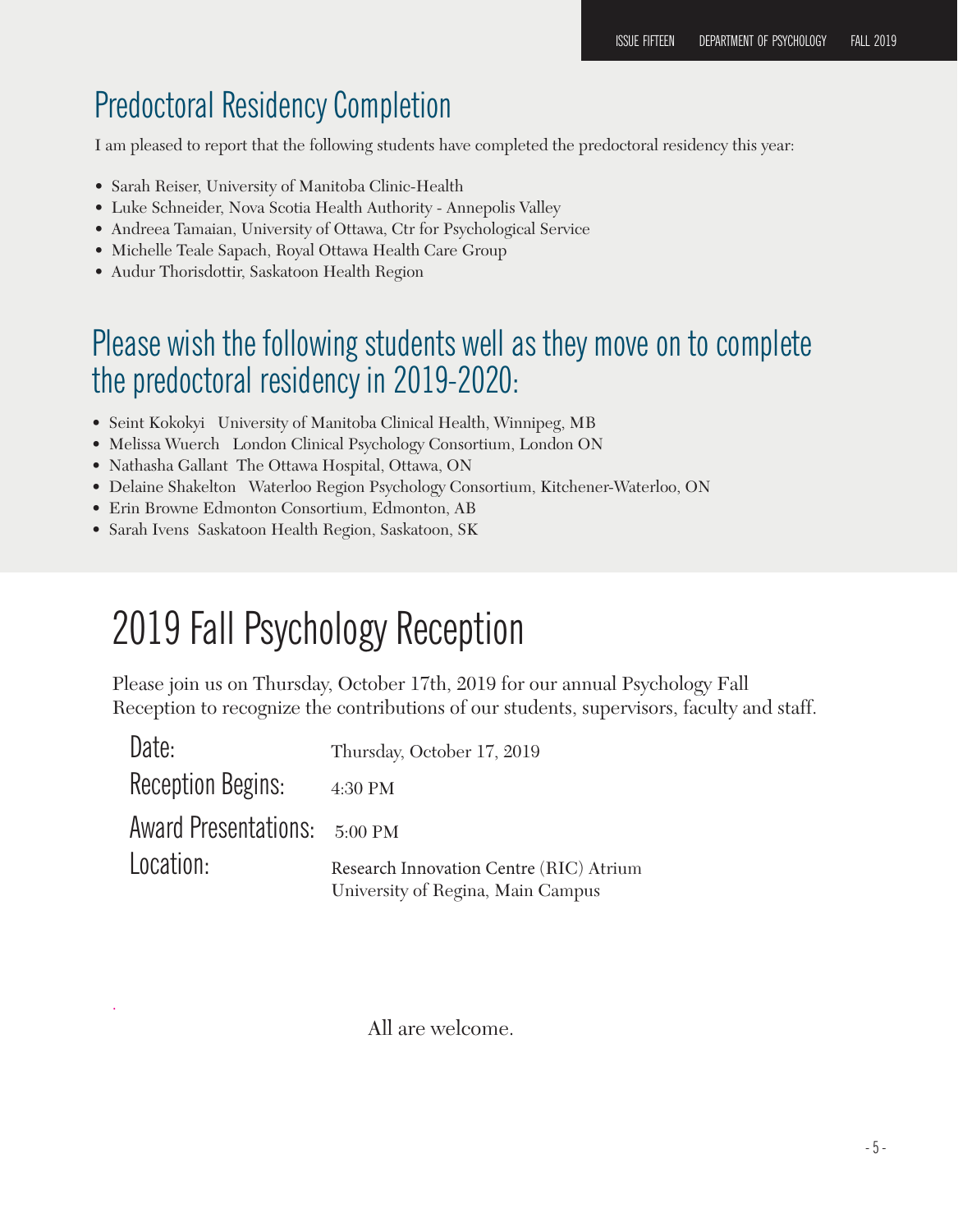## Predoctoral Residency Completion

I am pleased to report that the following students have completed the predoctoral residency this year:

- Sarah Reiser, University of Manitoba Clinic-Health
- Luke Schneider, Nova Scotia Health Authority - Annapolis Valley
- Andreea Tamaian, University of Ottawa, Ctr for Psychological Service
- Michelle Teale Sapach, Royal Ottawa Health Care Group
- Audur Thorisdottir, Saskatoon Health Region

## Please wish the following students well as they move on to complete the predoctoral residency in 2019-2020:

- Seint Kokokyi University of Manitoba Clinical Health, Winnipeg, MB
- Melissa Wuerch London Clinical Psychology Consortium, London ON
- Nathasha Gallant The Ottawa Hospital, Ottawa, ON
- Delaine Shakelton Waterloo Region Psychology Consortium, Kitchener-Waterloo, ON
- Erin Browne Edmonton Consortium, Edmonton, AB
- Sarah Ivens Saskatoon Health Region, Saskatoon, SK

# 2019 Fall Psychology Reception

Please join us on Thursday, October 17th, 2019 for our annual Psychology Fall Reception to recognize the contributions of our students, supervisors, faculty and staff.

Date: Thursday, October 17, 2019

Reception Begins: 4:30 PM

Award Presentations: 5:00 PM

Location: Research Innovation Centre (RIC) Atrium
University of Regina, Main Campus

All are welcome.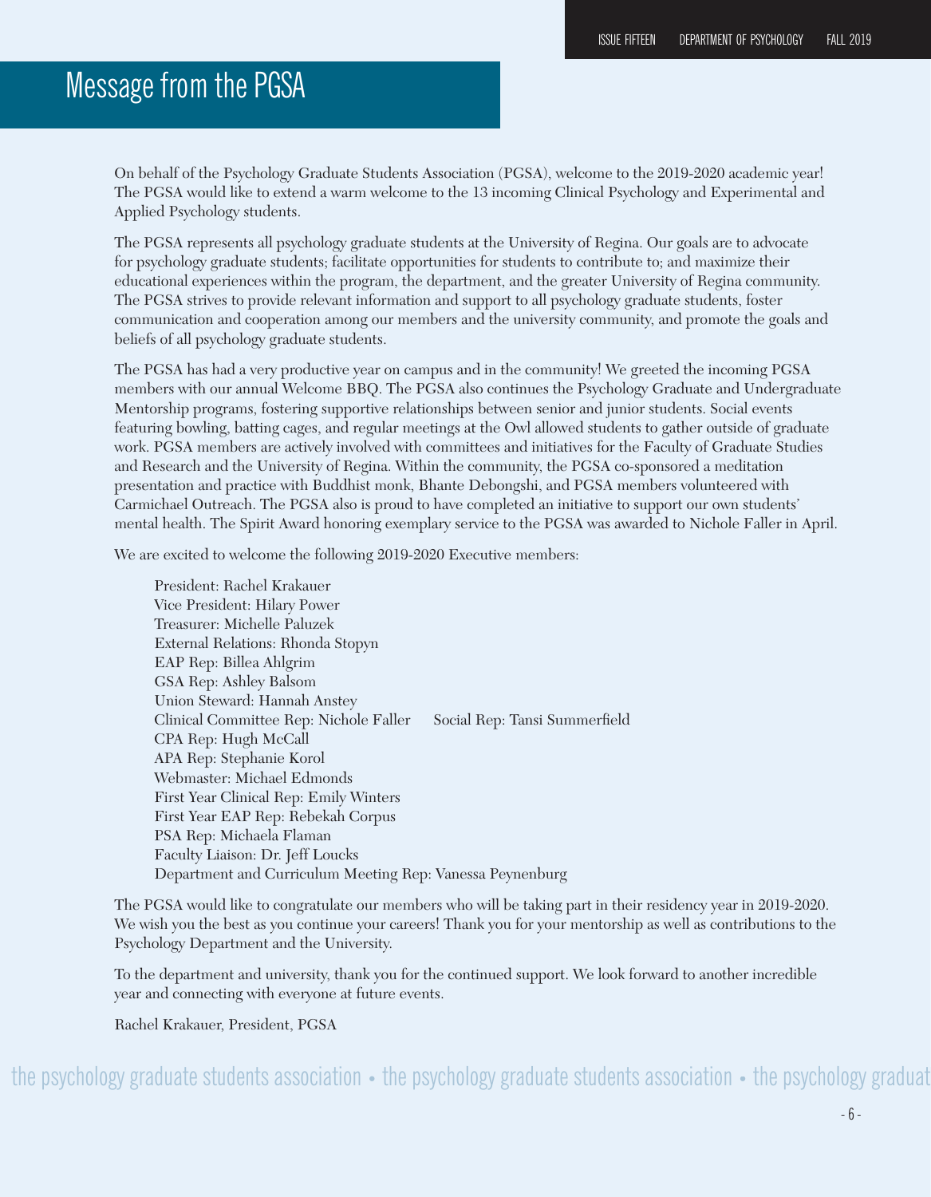# Message from the PGSA

On behalf of the Psychology Graduate Students Association (PGSA), welcome to the 2019-2020 academic year! The PGSA would like to extend a warm welcome to the 13 incoming Clinical Psychology and Experimental and Applied Psychology students.

The PGSA represents all psychology graduate students at the University of Regina. Our goals are to advocate for psychology graduate students; facilitate opportunities for students to contribute to; and maximize their educational experiences within the program, the department, and the greater University of Regina community. The PGSA strives to provide relevant information and support to all psychology graduate students, foster communication and cooperation among our members and the university community, and promote the goals and beliefs of all psychology graduate students.

The PGSA has had a very productive year on campus and in the community! We greeted the incoming PGSA members with our annual Welcome BBQ. The PGSA also continues the Psychology Graduate and Undergraduate Mentorship programs, fostering supportive relationships between senior and junior students. Social events featuring bowling, batting cages, and regular meetings at the Owl allowed students to gather outside of graduate work. PGSA members are actively involved with committees and initiatives for the Faculty of Graduate Studies and Research and the University of Regina. Within the community, the PGSA co-sponsored a meditation presentation and practice with Buddhist monk, Bhante Debongshi, and PGSA members volunteered with Carmichael Outreach. The PGSA also is proud to have completed an initiative to support our own students' mental health. The Spirit Award honoring exemplary service to the PGSA was awarded to Nichole Faller in April.

We are excited to welcome the following 2019-2020 Executive members:

President: Rachel Krakauer
Vice President: Hilary Power
Treasurer: Michelle Paluzek
External Relations: Rhonda Stopyn
EAP Rep: Billea Ahlgrim
GSA Rep: Ashley Balsom
Union Steward: Hannah Anstey
Clinical Committee Rep: Nichole Faller
Social Rep: Tansi Summerfield
CPA Rep: Hugh McCall
APA Rep: Stephanie Korol
Webmaster: Michael Edmonds
First Year Clinical Rep: Emily Winters
First Year EAP Rep: Rebekah Corpus
PSA Rep: Michaela Flaman
Faculty Liaison: Dr. Jeff Loucks
Department and Curriculum Meeting Rep: Vanessa Peynenburg

The PGSA would like to congratulate our members who will be taking part in their residency year in 2019-2020. We wish you the best as you continue your careers! Thank you for your mentorship as well as contributions to the Psychology Department and the University.

To the department and university, thank you for the continued support. We look forward to another incredible year and connecting with everyone at future events.

Rachel Krakauer, President, PGSA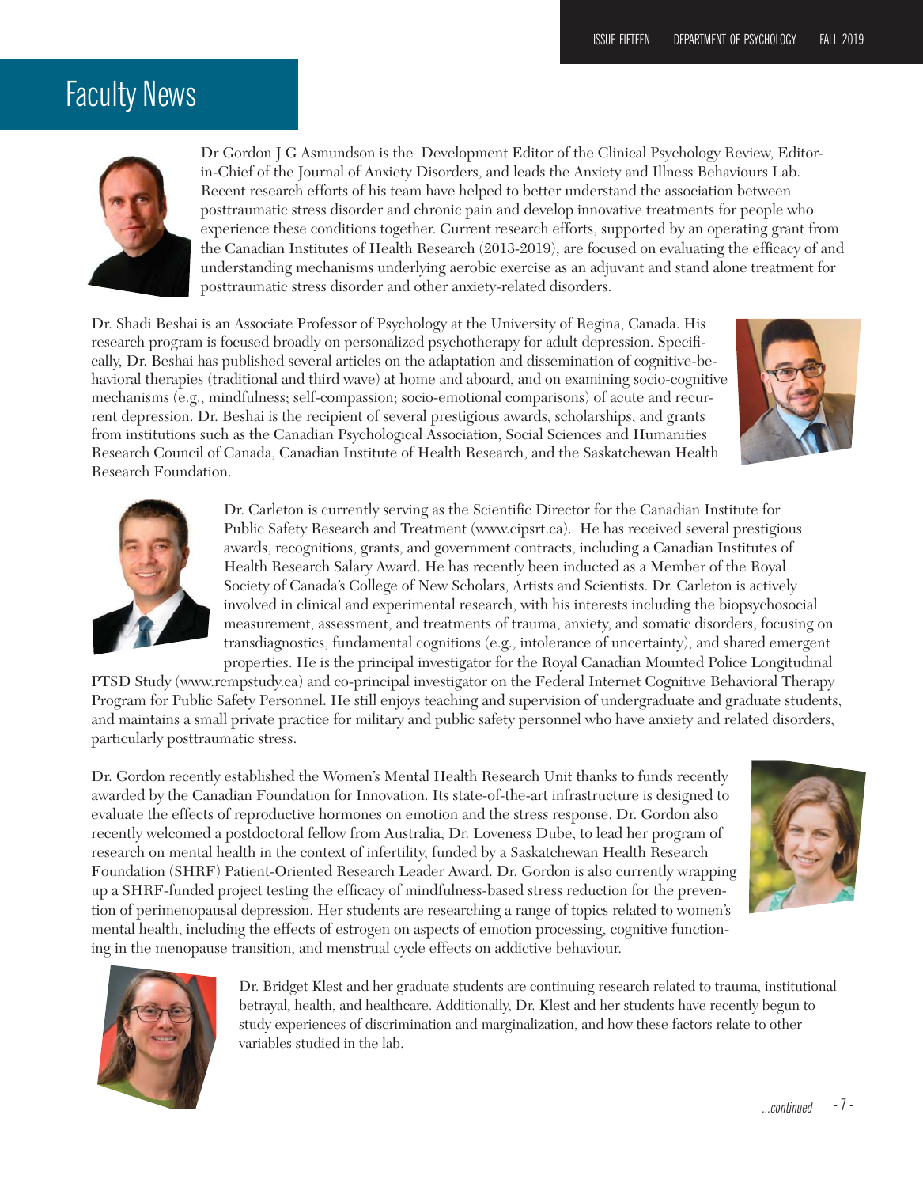# Faculty News

Dr Gordon J G Asmundson is the Development Editor of the Clinical Psychology Review, Editor-in-Chief of the Journal of Anxiety Disorders, and leads the Anxiety and Illness Behaviours Lab. Recent research efforts of his team have helped to better understand the association between posttraumatic stress disorder and chronic pain and develop innovative treatments for people who experience these conditions together. Current research efforts, supported by an operating grant from the Canadian Institutes of Health Research (2013-2019), are focused on evaluating the efficacy of and understanding mechanisms underlying aerobic exercise as an adjuvant and stand alone treatment for posttraumatic stress disorder and other anxiety-related disorders.

Dr. Shadi Beshai is an Associate Professor of Psychology at the University of Regina, Canada. His research program is focused broadly on personalized psychotherapy for adult depression. Specifically, Dr. Beshai has published several articles on the adaptation and dissemination of cognitive-behavioral therapies (traditional and third wave) at home and aboard, and on examining socio-cognitive mechanisms (e.g., mindfulness; self-compassion; socio-emotional comparisons) of acute and recurrent depression. Dr. Beshai is the recipient of several prestigious awards, scholarships, and grants from institutions such as the Canadian Psychological Association, Social Sciences and Humanities Research Council of Canada, Canadian Institute of Health Research, and the Saskatchewan Health Research Foundation.

Dr. Carleton is currently serving as the Scientific Director for the Canadian Institute for Public Safety Research and Treatment (www.cipsrt.ca). He has received several prestigious awards, recognitions, grants, and government contracts, including a Canadian Institutes of Health Research Salary Award. He has recently been inducted as a Member of the Royal Society of Canada's College of New Scholars, Artists and Scientists. Dr. Carleton is actively involved in clinical and experimental research, with his interests including the biopsychosocial measurement, assessment, and treatments of trauma, anxiety, and somatic disorders, focusing on transdiagnostics, fundamental cognitions (e.g., intolerance of uncertainty), and shared emergent properties. He is the principal investigator for the Royal Canadian Mounted Police Longitudinal PTSD Study (www.rcmpstudy.ca) and co-principal investigator on the Federal Internet Cognitive Behavioral Therapy Program for Public Safety Personnel. He still enjoys teaching and supervision of undergraduate and graduate students, and maintains a small private practice for military and public safety personnel who have anxiety and related disorders, particularly posttraumatic stress.

Dr. Gordon recently established the Women's Mental Health Research Unit thanks to funds recently awarded by the Canadian Foundation for Innovation. Its state-of-the-art infrastructure is designed to evaluate the effects of reproductive hormones on emotion and the stress response. Dr. Gordon also recently welcomed a postdoctoral fellow from Australia, Dr. Loveness Dube, to lead her program of research on mental health in the context of infertility, funded by a Saskatchewan Health Research Foundation (SHRF) Patient-Oriented Research Leader Award. Dr. Gordon is also currently wrapping up a SHRF-funded project testing the efficacy of mindfulness-based stress reduction for the prevention of perimenopausal depression. Her students are researching a range of topics related to women's mental health, including the effects of estrogen on aspects of emotion processing, cognitive functioning in the menopause transition, and menstrual cycle effects on addictive behaviour.

Dr. Bridget Klest and her graduate students are continuing research related to trauma, institutional betrayal, health, and healthcare. Additionally, Dr. Klest and her students have recently begun to study experiences of discrimination and marginalization, and how these factors relate to other variables studied in the lab.

*...continued*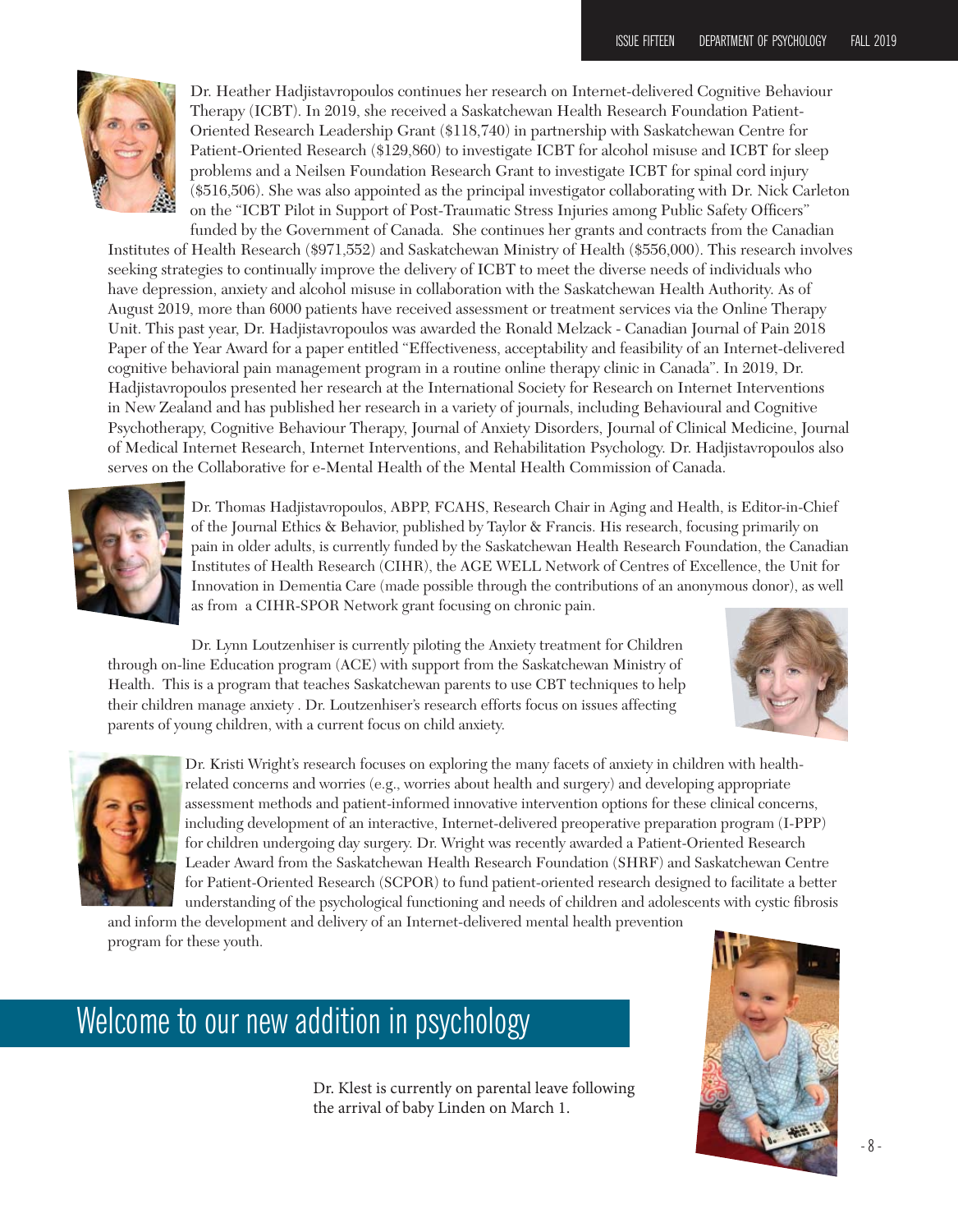Dr. Heather Hadjistavropoulos continues her research on Internet-delivered Cognitive Behaviour Therapy (ICBT). In 2019, she received a Saskatchewan Health Research Foundation Patient-Oriented Research Leadership Grant ($118,740) in partnership with Saskatchewan Centre for Patient-Oriented Research ($129,860) to investigate ICBT for alcohol misuse and ICBT for sleep problems and a Neilsen Foundation Research Grant to investigate ICBT for spinal cord injury ($516,506). She was also appointed as the principal investigator collaborating with Dr. Nick Carleton on the "ICBT Pilot in Support of Post-Traumatic Stress Injuries among Public Safety Officers" funded by the Government of Canada. She continues her grants and contracts from the Canadian Institutes of Health Research ($971,552) and Saskatchewan Ministry of Health ($556,000). This research involves seeking strategies to continually improve the delivery of ICBT to meet the diverse needs of individuals who have depression, anxiety and alcohol misuse in collaboration with the Saskatchewan Health Authority. As of August 2019, more than 6000 patients have received assessment or treatment services via the Online Therapy Unit. This past year, Dr. Hadjistavropoulos was awarded the Ronald Melzack - Canadian Journal of Pain 2018 Paper of the Year Award for a paper entitled "Effectiveness, acceptability and feasibility of an Internet-delivered cognitive behavioral pain management program in a routine online therapy clinic in Canada". In 2019, Dr. Hadjistavropoulos presented her research at the International Society for Research on Internet Interventions in New Zealand and has published her research in a variety of journals, including Behavioural and Cognitive Psychotherapy, Cognitive Behaviour Therapy, Journal of Anxiety Disorders, Journal of Clinical Medicine, Journal of Medical Internet Research, Internet Interventions, and Rehabilitation Psychology. Dr. Hadjistavropoulos also serves on the Collaborative for e-Mental Health of the Mental Health Commission of Canada.

Dr. Thomas Hadjistavropoulos, ABPP, FCAHS, Research Chair in Aging and Health, is Editor-in-Chief of the Journal Ethics & Behavior, published by Taylor & Francis. His research, focusing primarily on pain in older adults, is currently funded by the Saskatchewan Health Research Foundation, the Canadian Institutes of Health Research (CIHR), the AGE WELL Network of Centres of Excellence, the Unit for Innovation in Dementia Care (made possible through the contributions of an anonymous donor), as well as from a CIHR-SPOR Network grant focusing on chronic pain.

Dr. Lynn Loutzenhiser is currently piloting the Anxiety treatment for Children through on-line Education program (ACE) with support from the Saskatchewan Ministry of Health. This is a program that teaches Saskatchewan parents to use CBT techniques to help their children manage anxiety . Dr. Loutzenhiser's research efforts focus on issues affecting parents of young children, with a current focus on child anxiety.

Dr. Kristi Wright's research focuses on exploring the many facets of anxiety in children with health-related concerns and worries (e.g., worries about health and surgery) and developing appropriate assessment methods and patient-informed innovative intervention options for these clinical concerns, including development of an interactive, Internet-delivered preoperative preparation program (I-PPP) for children undergoing day surgery. Dr. Wright was recently awarded a Patient-Oriented Research Leader Award from the Saskatchewan Health Research Foundation (SHRF) and Saskatchewan Centre for Patient-Oriented Research (SCPOR) to fund patient-oriented research designed to facilitate a better understanding of the psychological functioning and needs of children and adolescents with cystic fibrosis and inform the development and delivery of an Internet-delivered mental health prevention program for these youth.

## Welcome to our new addition in psychology

Dr. Klest is currently on parental leave following the arrival of baby Linden on March 1.